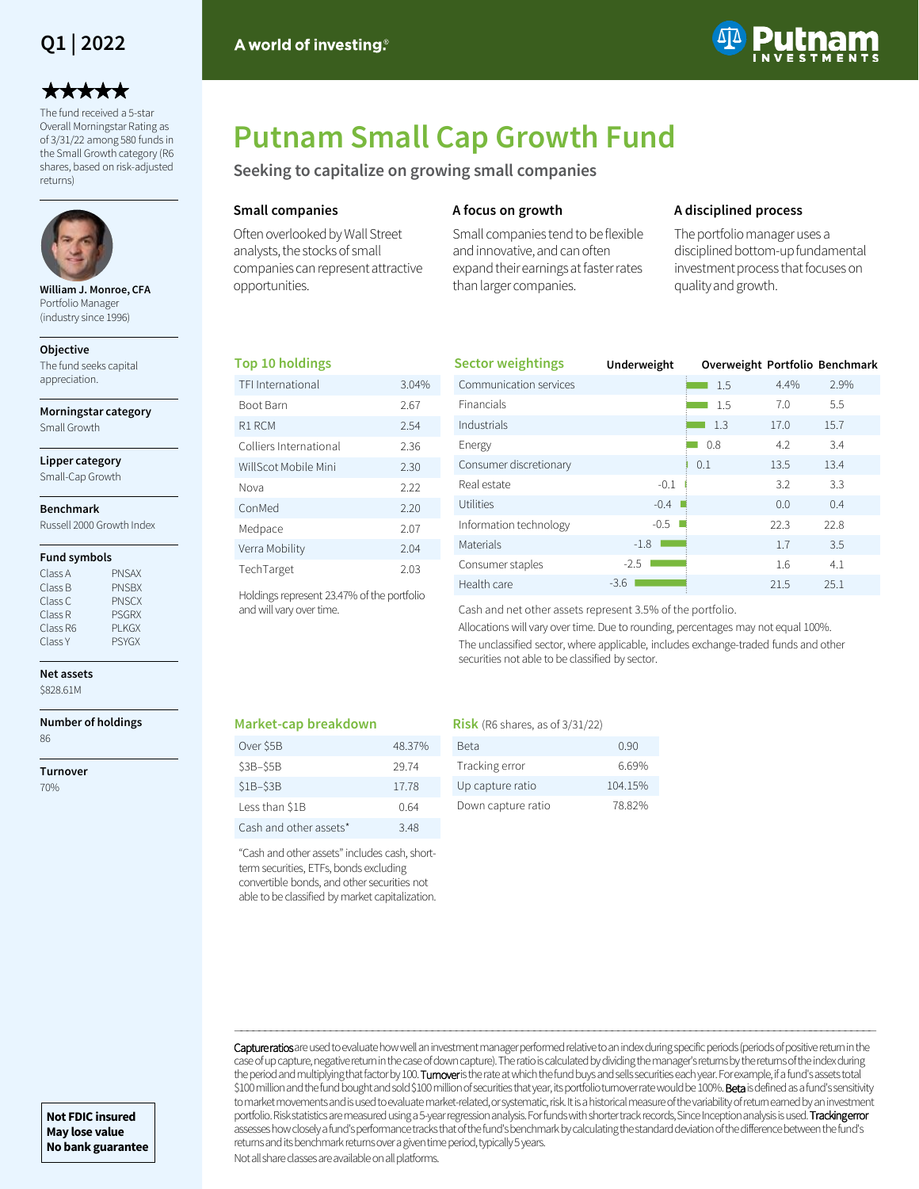Q1 | 2022

★★★★★

The fund received a 5-star Overall Morningstar Rating as of 3/31/22 among 580 funds in the Small Growth category (R6 shares, based on risk-adjusted returns)

**William J. Monroe, CFA**
Portfolio Manager
(industry since 1996)

**Objective**
The fund seeks capital appreciation.

**Morningstar category**
Small Growth

**Lipper category**
Small-Cap Growth

**Benchmark**
Russell 2000 Growth Index

**Fund symbols**

| | |
|---|---|
| Class A | PNSAX |
| Class B | PNSBX |
| Class C | PNSCX |
| Class R | PSGRX |
| Class R6 | PLKGX |
| Class Y | PSYGX |

**Net assets**
$828.61M

**Number of holdings**
86

**Turnover**
70%

A world of investing.®

# Putnam Small Cap Growth Fund

## Seeking to capitalize on growing small companies

### Small companies

Often overlooked by Wall Street analysts, the stocks of small companies can represent attractive opportunities.

### A focus on growth

Small companies tend to be flexible and innovative, and can often expand their earnings at faster rates than larger companies.

### A disciplined process

The portfolio manager uses a disciplined bottom-up fundamental investment process that focuses on quality and growth.

## Top 10 holdings

| Holding | % |
|---|---|
| TFI International | 3.04% |
| Boot Barn | 2.67 |
| R1 RCM | 2.54 |
| Colliers International | 2.36 |
| WillScot Mobile Mini | 2.30 |
| Nova | 2.22 |
| ConMed | 2.20 |
| Medpace | 2.07 |
| Verra Mobility | 2.04 |
| TechTarget | 2.03 |

Holdings represent 23.47% of the portfolio and will vary over time.

## Sector weightings

| Sector | Underweight / Overweight | Portfolio | Benchmark |
|---|---|---|---|
| Communication services | 1.5 | 4.4% | 2.9% |
| Financials | 1.5 | 7.0 | 5.5 |
| Industrials | 1.3 | 17.0 | 15.7 |
| Energy | 0.8 | 4.2 | 3.4 |
| Consumer discretionary | 0.1 | 13.5 | 13.4 |
| Real estate | -0.1 | 3.2 | 3.3 |
| Utilities | -0.4 | 0.0 | 0.4 |
| Information technology | -0.5 | 22.3 | 22.8 |
| Materials | -1.8 | 1.7 | 3.5 |
| Consumer staples | -2.5 | 1.6 | 4.1 |
| Health care | -3.6 | 21.5 | 25.1 |

Cash and net other assets represent 3.5% of the portfolio.

Allocations will vary over time. Due to rounding, percentages may not equal 100%.

The unclassified sector, where applicable, includes exchange-traded funds and other securities not able to be classified by sector.

## Market-cap breakdown

| Market cap | % |
|---|---|
| Over $5B | 48.37% |
| $3B–$5B | 29.74 |
| $1B–$3B | 17.78 |
| Less than $1B | 0.64 |
| Cash and other assets* | 3.48 |

"Cash and other assets" includes cash, short-term securities, ETFs, bonds excluding convertible bonds, and other securities not able to be classified by market capitalization.

## Risk (R6 shares, as of 3/31/22)

| Measure | Value |
|---|---|
| Beta | 0.90 |
| Tracking error | 6.69% |
| Up capture ratio | 104.15% |
| Down capture ratio | 78.82% |

**Capture ratios** are used to evaluate how well an investment manager performed relative to an index during specific periods (periods of positive return in the case of up capture, negative return in the case of down capture). The ratio is calculated by dividing the manager's returns by the returns of the index during the period and multiplying that factor by 100. **Turnover** is the rate at which the fund buys and sells securities each year. For example, if a fund's assets total $100 million and the fund bought and sold $100 million of securities that year, its portfolio turnover rate would be 100%. **Beta** is defined as a fund's sensitivity to market movements and is used to evaluate market-related, or systematic, risk. It is a historical measure of the variability of return earned by an investment portfolio. Risk statistics are measured using a 5-year regression analysis. For funds with shorter track records, Since Inception analysis is used. **Tracking error** assesses how closely a fund's performance tracks that of the fund's benchmark by calculating the standard deviation of the difference between the fund's returns and its benchmark returns over a given time period, typically 5 years.

Not all share classes are available on all platforms.

**Not FDIC insured**
**May lose value**
**No bank guarantee**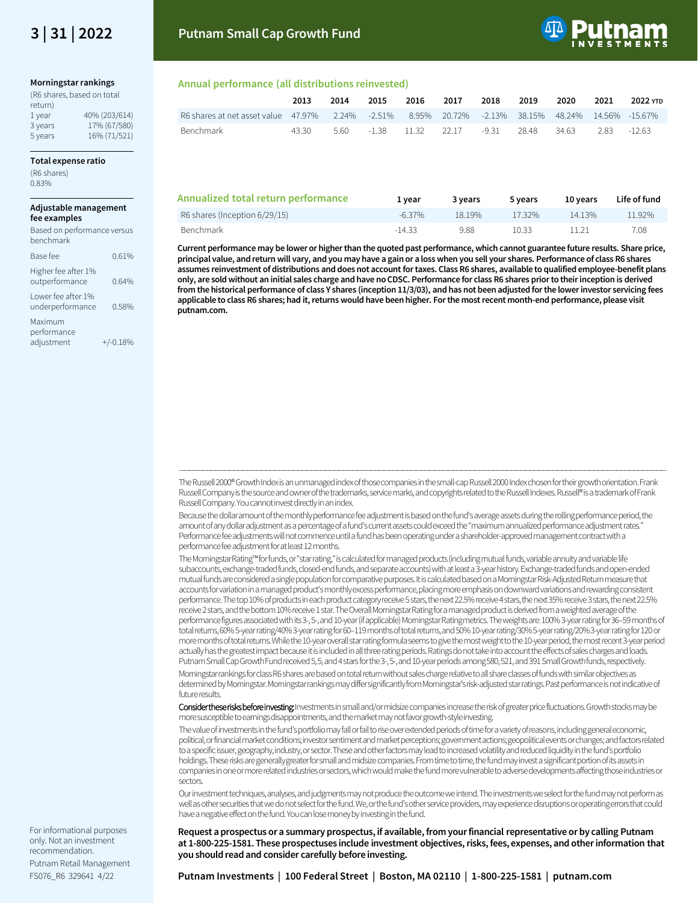# Putnam Small Cap Growth Fund

3 | 31 | 2022

### Morningstar rankings

(R6 shares, based on total return)

| | |
|---|---|
| 1 year | 40% (203/614) |
| 3 years | 17% (67/580) |
| 5 years | 16% (71/521) |

### Total expense ratio

(R6 shares)
0.83%

### Adjustable management fee examples

Based on performance versus benchmark

| | |
|---|---|
| Base fee | 0.61% |
| Higher fee after 1% outperformance | 0.64% |
| Lower fee after 1% underperformance | 0.58% |
| Maximum performance adjustment | +/-0.18% |

## Annual performance (all distributions reinvested)

| | 2013 | 2014 | 2015 | 2016 | 2017 | 2018 | 2019 | 2020 | 2021 | 2022 YTD |
|---|---|---|---|---|---|---|---|---|---|---|
| R6 shares at net asset value | 47.97% | 2.24% | -2.51% | 8.95% | 20.72% | -2.13% | 38.15% | 48.24% | 14.56% | -15.67% |
| Benchmark | 43.30 | 5.60 | -1.38 | 11.32 | 22.17 | -9.31 | 28.48 | 34.63 | 2.83 | -12.63 |

## Annualized total return performance

| | 1 year | 3 years | 5 years | 10 years | Life of fund |
|---|---|---|---|---|---|
| R6 shares (Inception 6/29/15) | -6.37% | 18.19% | 17.32% | 14.13% | 11.92% |
| Benchmark | -14.33 | 9.88 | 10.33 | 11.21 | 7.08 |

**Current performance may be lower or higher than the quoted past performance, which cannot guarantee future results. Share price, principal value, and return will vary, and you may have a gain or a loss when you sell your shares. Performance of class R6 shares assumes reinvestment of distributions and does not account for taxes. Class R6 shares, available to qualified employee-benefit plans only, are sold without an initial sales charge and have no CDSC. Performance for class R6 shares prior to their inception is derived from the historical performance of class Y shares (inception 11/3/03), and has not been adjusted for the lower investor servicing fees applicable to class R6 shares; had it, returns would have been higher. For the most recent month-end performance, please visit putnam.com.**

The Russell 2000® Growth Index is an unmanaged index of those companies in the small-cap Russell 2000 Index chosen for their growth orientation. Frank Russell Company is the source and owner of the trademarks, service marks, and copyrights related to the Russell Indexes. Russell® is a trademark of Frank Russell Company. You cannot invest directly in an index.

Because the dollar amount of the monthly performance fee adjustment is based on the fund's average assets during the rolling performance period, the amount of any dollar adjustment as a percentage of a fund's current assets could exceed the "maximum annualized performance adjustment rates." Performance fee adjustments will not commence until a fund has been operating under a shareholder-approved management contract with a performance fee adjustment for at least 12 months.

The Morningstar Rating™ for funds, or "star rating," is calculated for managed products (including mutual funds, variable annuity and variable life subaccounts, exchange-traded funds, closed-end funds, and separate accounts) with at least a 3-year history. Exchange-traded funds and open-ended mutual funds are considered a single population for comparative purposes. It is calculated based on a Morningstar Risk-Adjusted Return measure that accounts for variation in a managed product's monthly excess performance, placing more emphasis on downward variations and rewarding consistent performance. The top 10% of products in each product category receive 5 stars, the next 22.5% receive 4 stars, the next 35% receive 3 stars, the next 22.5% receive 2 stars, and the bottom 10% receive 1 star. The Overall Morningstar Rating for a managed product is derived from a weighted average of the performance figures associated with its 3-, 5-, and 10-year (if applicable) Morningstar Rating metrics. The weights are: 100% 3-year rating for 36–59 months of total returns, 60% 5-year rating/40% 3-year rating for 60–119 months of total returns, and 50% 10-year rating/30% 5-year rating/20% 3-year rating for 120 or more months of total returns. While the 10-year overall star rating formula seems to give the most weight to the 10-year period, the most recent 3-year period actually has the greatest impact because it is included in all three rating periods. Ratings do not take into account the effects of sales charges and loads. Putnam Small Cap Growth Fund received 5, 5, and 4 stars for the 3-, 5-, and 10-year periods among 580, 521, and 391 Small Growth funds, respectively.

Morningstar rankings for class R6 shares are based on total return without sales charge relative to all share classes of funds with similar objectives as determined by Morningstar. Morningstar rankings may differ significantly from Morningstar's risk-adjusted star ratings. Past performance is not indicative of future results.

**Consider these risks before investing:** Investments in small and/or midsize companies increase the risk of greater price fluctuations. Growth stocks may be more susceptible to earnings disappointments, and the market may not favor growth-style investing.

The value of investments in the fund's portfolio may fall or fail to rise over extended periods of time for a variety of reasons, including general economic, political, or financial market conditions; investor sentiment and market perceptions; government actions; geopolitical events or changes; and factors related to a specific issuer, geography, industry, or sector. These and other factors may lead to increased volatility and reduced liquidity in the fund's portfolio holdings. These risks are generally greater for small and midsize companies. From time to time, the fund may invest a significant portion of its assets in companies in one or more related industries or sectors, which would make the fund more vulnerable to adverse developments affecting those industries or sectors.

Our investment techniques, analyses, and judgments may not produce the outcome we intend. The investments we select for the fund may not perform as well as other securities that we do not select for the fund. We, or the fund's other service providers, may experience disruptions or operating errors that could have a negative effect on the fund. You can lose money by investing in the fund.

**Request a prospectus or a summary prospectus, if available, from your financial representative or by calling Putnam at 1-800-225-1581. These prospectuses include investment objectives, risks, fees, expenses, and other information that you should read and consider carefully before investing.**

For informational purposes only. Not an investment recommendation.

Putnam Retail Management

FS076_R6 329641 4/22

**Putnam Investments | 100 Federal Street | Boston, MA 02110 | 1-800-225-1581 | putnam.com**